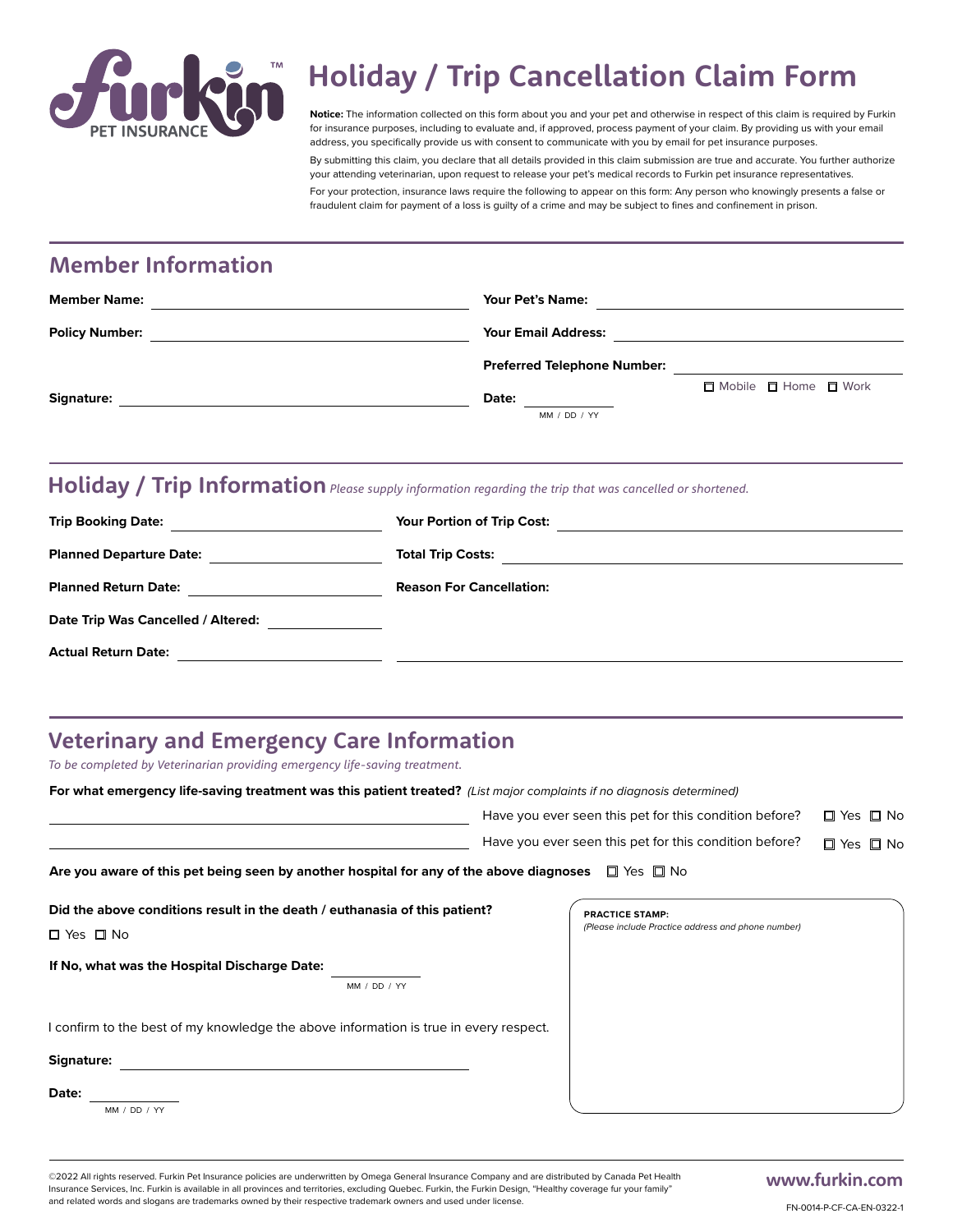# Holiday / Trip Cancellation Claim Form

**Notice:** The information collected on this form about you and your pet and otherwise in respect of this claim is required by Furkin for insurance purposes, including to evaluate and, if approved, process payment of your claim. By providing us with your email address, you specifically provide us with consent to communicate with you by email for pet insurance purposes.

By submitting this claim, you declare that all details provided in this claim submission are true and accurate. You further authorize your attending veterinarian, upon request to release your pet's medical records to Furkin pet insurance representatives.

For your protection, insurance laws require the following to appear on this form: Any person who knowingly presents a false or fraudulent claim for payment of a loss is guilty of a crime and may be subject to fines and confinement in prison.

## Member Information

**Member Name:** ____________________

**Your Pet's Name:** ____________________

**Policy Number:** ____________________

**Your Email Address:** ____________________

**Preferred Telephone Number:** ____________________ ☐ Mobile ☐ Home ☐ Work

**Signature:** ____________________

**Date:** __________ MM / DD / YY

## Holiday / Trip Information

*Please supply information regarding the trip that was cancelled or shortened.*

**Trip Booking Date:** ____________________

**Your Portion of Trip Cost:** ____________________

**Planned Departure Date:** ____________________

**Total Trip Costs:** ____________________

**Planned Return Date:** ____________________

**Reason For Cancellation:** ____________________

**Date Trip Was Cancelled / Altered:** ____________________

**Actual Return Date:** ____________________

## Veterinary and Emergency Care Information

*To be completed by Veterinarian providing emergency life-saving treatment.*

**For what emergency life-saving treatment was this patient treated?** *(List major complaints if no diagnosis determined)*

____________________ Have you ever seen this pet for this condition before? ☐ Yes ☐ No

____________________ Have you ever seen this pet for this condition before? ☐ Yes ☐ No

**Are you aware of this pet being seen by another hospital for any of the above diagnoses** ☐ Yes ☐ No

**Did the above conditions result in the death / euthanasia of this patient?**

☐ Yes ☐ No

**If No, what was the Hospital Discharge Date:** __________ MM / DD / YY

I confirm to the best of my knowledge the above information is true in every respect.

**Signature:** ____________________

**Date:** __________ MM / DD / YY

**PRACTICE STAMP:**
*(Please include Practice address and phone number)*

©2022 All rights reserved. Furkin Pet Insurance policies are underwritten by Omega General Insurance Company and are distributed by Canada Pet Health Insurance Services, Inc. Furkin is available in all provinces and territories, excluding Quebec. Furkin, the Furkin Design, "Healthy coverage fur your family" and related words and slogans are trademarks owned by their respective trademark owners and used under license.

**www.furkin.com**

FN-0014-P-CF-CA-EN-0322-1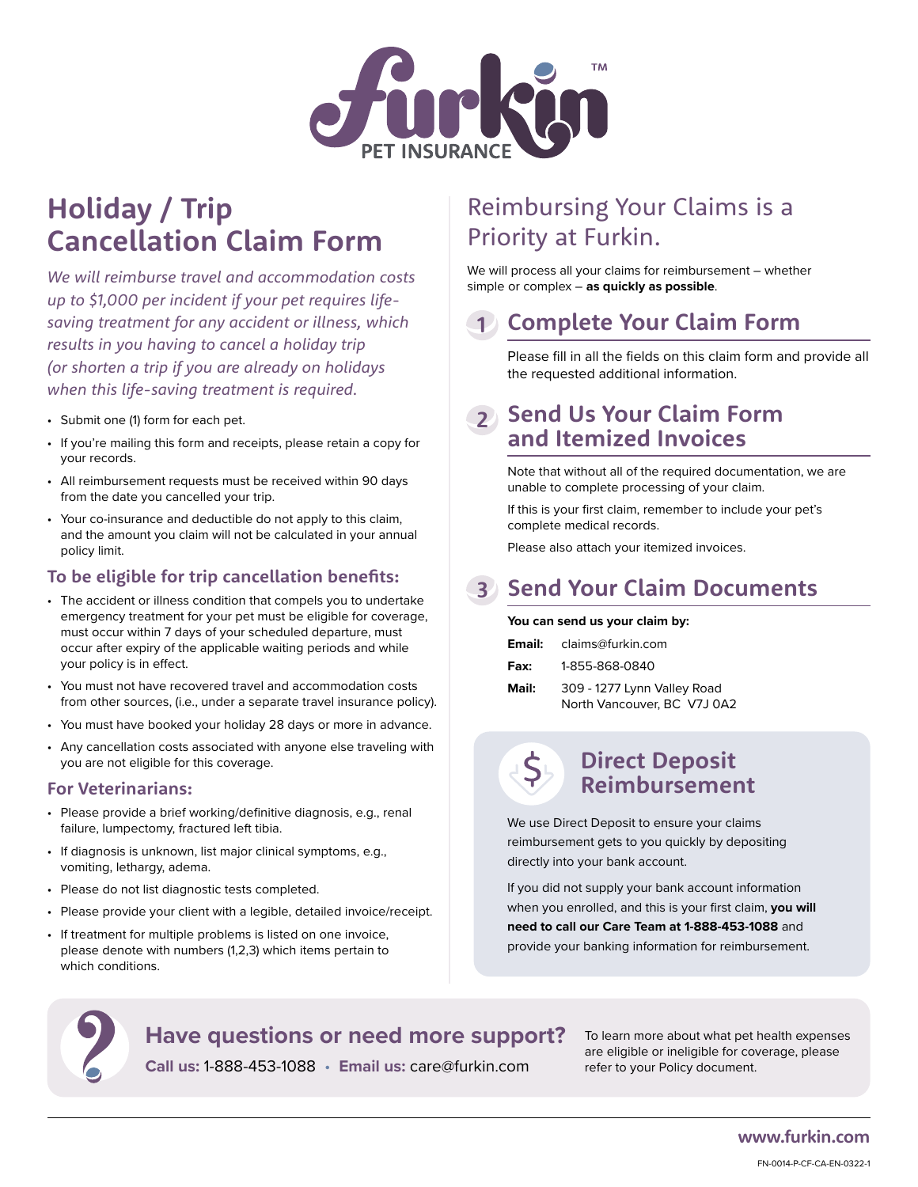Furkin™ PET INSURANCE

# Holiday / Trip Cancellation Claim Form

*We will reimburse travel and accommodation costs up to $1,000 per incident if your pet requires life-saving treatment for any accident or illness, which results in you having to cancel a holiday trip (or shorten a trip if you are already on holidays when this life-saving treatment is required.*

- Submit one (1) form for each pet.
- If you're mailing this form and receipts, please retain a copy for your records.
- All reimbursement requests must be received within 90 days from the date you cancelled your trip.
- Your co-insurance and deductible do not apply to this claim, and the amount you claim will not be calculated in your annual policy limit.

### To be eligible for trip cancellation benefits:

- The accident or illness condition that compels you to undertake emergency treatment for your pet must be eligible for coverage, must occur within 7 days of your scheduled departure, must occur after expiry of the applicable waiting periods and while your policy is in effect.
- You must not have recovered travel and accommodation costs from other sources, (i.e., under a separate travel insurance policy).
- You must have booked your holiday 28 days or more in advance.
- Any cancellation costs associated with anyone else traveling with you are not eligible for this coverage.

### For Veterinarians:

- Please provide a brief working/definitive diagnosis, e.g., renal failure, lumpectomy, fractured left tibia.
- If diagnosis is unknown, list major clinical symptoms, e.g., vomiting, lethargy, adema.
- Please do not list diagnostic tests completed.
- Please provide your client with a legible, detailed invoice/receipt.
- If treatment for multiple problems is listed on one invoice, please denote with numbers (1,2,3) which items pertain to which conditions.

## Reimbursing Your Claims is a Priority at Furkin.

We will process all your claims for reimbursement – whether simple or complex – **as quickly as possible**.

### 1 Complete Your Claim Form

Please fill in all the fields on this claim form and provide all the requested additional information.

### 2 Send Us Your Claim Form and Itemized Invoices

Note that without all of the required documentation, we are unable to complete processing of your claim.

If this is your first claim, remember to include your pet's complete medical records.

Please also attach your itemized invoices.

### 3 Send Your Claim Documents

**You can send us your claim by:**

**Email:** claims@furkin.com

**Fax:** 1-855-868-0840

**Mail:** 309 - 1277 Lynn Valley Road
North Vancouver, BC V7J 0A2

### Direct Deposit Reimbursement

We use Direct Deposit to ensure your claims reimbursement gets to you quickly by depositing directly into your bank account.

If you did not supply your bank account information when you enrolled, and this is your first claim, **you will need to call our Care Team at 1-888-453-1088** and provide your banking information for reimbursement.

### Have questions or need more support?

**Call us:** 1-888-453-1088 • **Email us:** care@furkin.com

To learn more about what pet health expenses are eligible or ineligible for coverage, please refer to your Policy document.

**www.furkin.com**

FN-0014-P-CF-CA-EN-0322-1